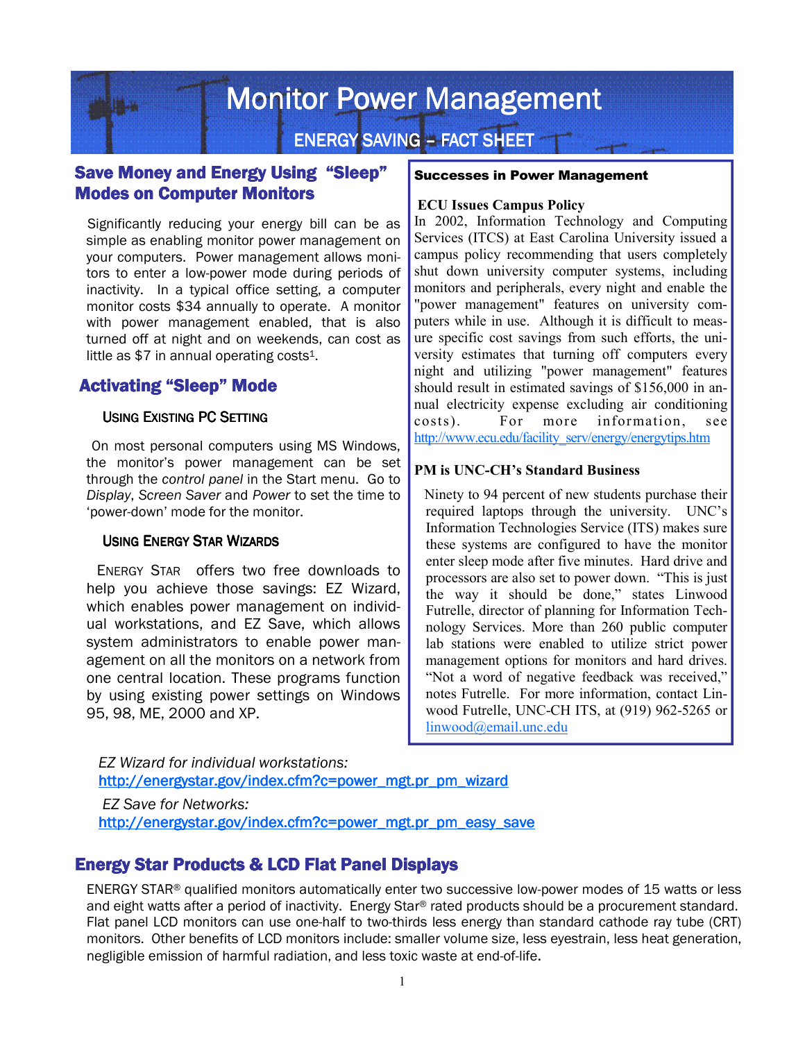# Monitor Power Management

## ENERGY SAVING – FACT SHEET

## Save Money and Energy Using "Sleep" Modes on Computer Monitors

Significantly reducing your energy bill can be as simple as enabling monitor power management on your computers. Power management allows monitors to enter a low-power mode during periods of inactivity. In a typical office setting, a computer monitor costs $34 annually to operate. A monitor with power management enabled, that is also turned off at night and on weekends, can cost as little as $7 in annual operating costs[1].

## Activating "Sleep" Mode

### Using Existing PC Setting

On most personal computers using MS Windows, the monitor's power management can be set through the *control panel* in the Start menu. Go to *Display*, *Screen Saver* and *Power* to set the time to 'power-down' mode for the monitor.

### Using Energy Star Wizards

ENERGY STAR offers two free downloads to help you achieve those savings: EZ Wizard, which enables power management on individual workstations, and EZ Save, which allows system administrators to enable power management on all the monitors on a network from one central location. These programs function by using existing power settings on Windows 95, 98, ME, 2000 and XP.

*EZ Wizard for individual workstations:*
http://energystar.gov/index.cfm?c=power_mgt.pr_pm_wizard

*EZ Save for Networks:*
http://energystar.gov/index.cfm?c=power_mgt.pr_pm_easy_save

### Successes in Power Management

**ECU Issues Campus Policy**

In 2002, Information Technology and Computing Services (ITCS) at East Carolina University issued a campus policy recommending that users completely shut down university computer systems, including monitors and peripherals, every night and enable the "power management" features on university computers while in use. Although it is difficult to measure specific cost savings from such efforts, the university estimates that turning off computers every night and utilizing "power management" features should result in estimated savings of $156,000 in annual electricity expense excluding air conditioning costs). For more information, see http://www.ecu.edu/facility_serv/energy/energytips.htm

**PM is UNC-CH's Standard Business**

Ninety to 94 percent of new students purchase their required laptops through the university. UNC's Information Technologies Service (ITS) makes sure these systems are configured to have the monitor enter sleep mode after five minutes. Hard drive and processors are also set to power down. "This is just the way it should be done," states Linwood Futrelle, director of planning for Information Technology Services. More than 260 public computer lab stations were enabled to utilize strict power management options for monitors and hard drives. "Not a word of negative feedback was received," notes Futrelle. For more information, contact Linwood Futrelle, UNC-CH ITS, at (919) 962-5265 or linwood@email.unc.edu

## Energy Star Products & LCD Flat Panel Displays

ENERGY STAR® qualified monitors automatically enter two successive low-power modes of 15 watts or less and eight watts after a period of inactivity. Energy Star® rated products should be a procurement standard. Flat panel LCD monitors can use one-half to two-thirds less energy than standard cathode ray tube (CRT) monitors. Other benefits of LCD monitors include: smaller volume size, less eyestrain, less heat generation, negligible emission of harmful radiation, and less toxic waste at end-of-life.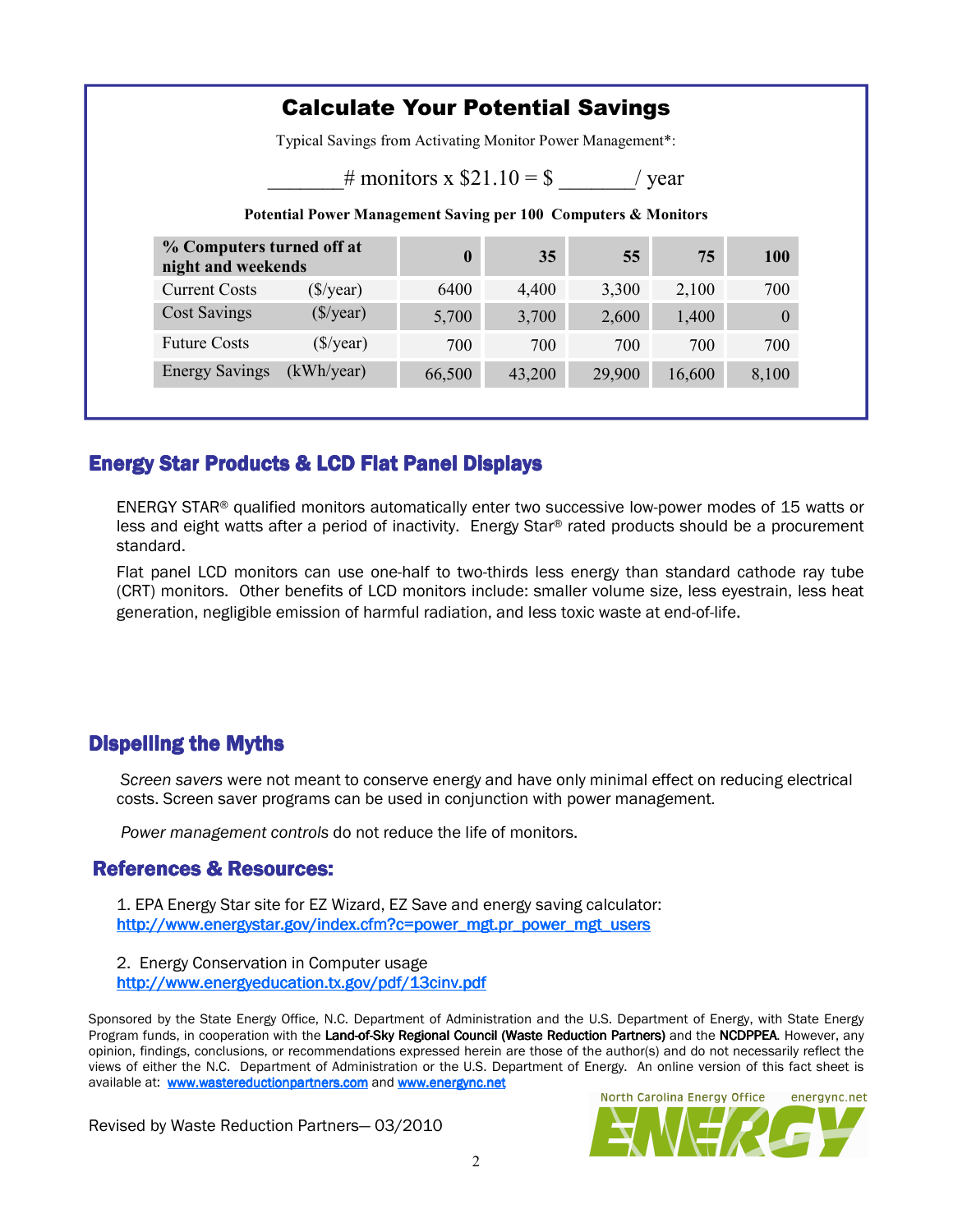## Calculate Your Potential Savings

Typical Savings from Activating Monitor Power Management*:

_______# monitors x $21.10 = $ _______/ year

**Potential Power Management Saving per 100 Computers & Monitors**

| % Computers turned off at night and weekends | 0 | 35 | 55 | 75 | 100 |
|---|---|---|---|---|---|
| Current Costs ($/year) | 6400 | 4,400 | 3,300 | 2,100 | 700 |
| Cost Savings ($/year) | 5,700 | 3,700 | 2,600 | 1,400 | 0 |
| Future Costs ($/year) | 700 | 700 | 700 | 700 | 700 |
| Energy Savings (kWh/year) | 66,500 | 43,200 | 29,900 | 16,600 | 8,100 |

## Energy Star Products & LCD Flat Panel Displays

ENERGY STAR® qualified monitors automatically enter two successive low-power modes of 15 watts or less and eight watts after a period of inactivity. Energy Star® rated products should be a procurement standard.

Flat panel LCD monitors can use one-half to two-thirds less energy than standard cathode ray tube (CRT) monitors. Other benefits of LCD monitors include: smaller volume size, less eyestrain, less heat generation, negligible emission of harmful radiation, and less toxic waste at end-of-life.

## Dispelling the Myths

*Screen savers* were not meant to conserve energy and have only minimal effect on reducing electrical costs. Screen saver programs can be used in conjunction with power management.

*Power management controls* do not reduce the life of monitors.

## References & Resources:

1. EPA Energy Star site for EZ Wizard, EZ Save and energy saving calculator:
   http://www.energystar.gov/index.cfm?c=power_mgt.pr_power_mgt_users

2. Energy Conservation in Computer usage
   http://www.energyeducation.tx.gov/pdf/13cinv.pdf

Sponsored by the State Energy Office, N.C. Department of Administration and the U.S. Department of Energy, with State Energy Program funds, in cooperation with the Land-of-Sky Regional Council (Waste Reduction Partners) and the NCDPPEA. However, any opinion, findings, conclusions, or recommendations expressed herein are those of the author(s) and do not necessarily reflect the views of either the N.C. Department of Administration or the U.S. Department of Energy. An online version of this fact sheet is available at: www.wastereductionpartners.com and www.energync.net

Revised by Waste Reduction Partners— 03/2010

North Carolina Energy Office energync.net

ENERGY